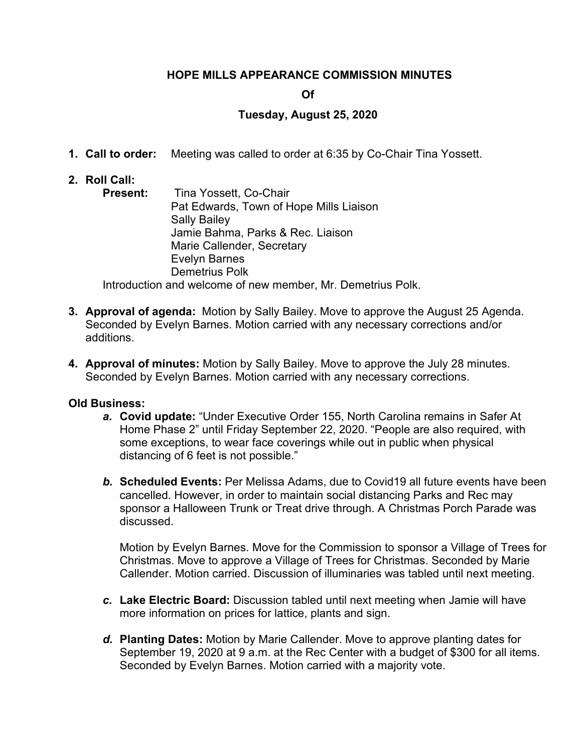# HOPE MILLS APPEARANCE COMMISSION MINUTES

**Of**

**Tuesday, August 25, 2020**

1. **Call to order:** Meeting was called to order at 6:35 by Co-Chair Tina Yossett.

2. **Roll Call:**
   **Present:** Tina Yossett, Co-Chair
   Pat Edwards, Town of Hope Mills Liaison
   Sally Bailey
   Jamie Bahma, Parks & Rec. Liaison
   Marie Callender, Secretary
   Evelyn Barnes
   Demetrius Polk

   Introduction and welcome of new member, Mr. Demetrius Polk.

3. **Approval of agenda:** Motion by Sally Bailey. Move to approve the August 25 Agenda. Seconded by Evelyn Barnes. Motion carried with any necessary corrections and/or additions.

4. **Approval of minutes:** Motion by Sally Bailey. Move to approve the July 28 minutes. Seconded by Evelyn Barnes. Motion carried with any necessary corrections.

**Old Business:**

*a.* **Covid update:** "Under Executive Order 155, North Carolina remains in Safer At Home Phase 2" until Friday September 22, 2020. "People are also required, with some exceptions, to wear face coverings while out in public when physical distancing of 6 feet is not possible."

*b.* **Scheduled Events:** Per Melissa Adams, due to Covid19 all future events have been cancelled. However, in order to maintain social distancing Parks and Rec may sponsor a Halloween Trunk or Treat drive through. A Christmas Porch Parade was discussed.

Motion by Evelyn Barnes. Move for the Commission to sponsor a Village of Trees for Christmas. Move to approve a Village of Trees for Christmas. Seconded by Marie Callender. Motion carried. Discussion of illuminaries was tabled until next meeting.

*c.* **Lake Electric Board:** Discussion tabled until next meeting when Jamie will have more information on prices for lattice, plants and sign.

*d.* **Planting Dates:** Motion by Marie Callender. Move to approve planting dates for September 19, 2020 at 9 a.m. at the Rec Center with a budget of $300 for all items. Seconded by Evelyn Barnes. Motion carried with a majority vote.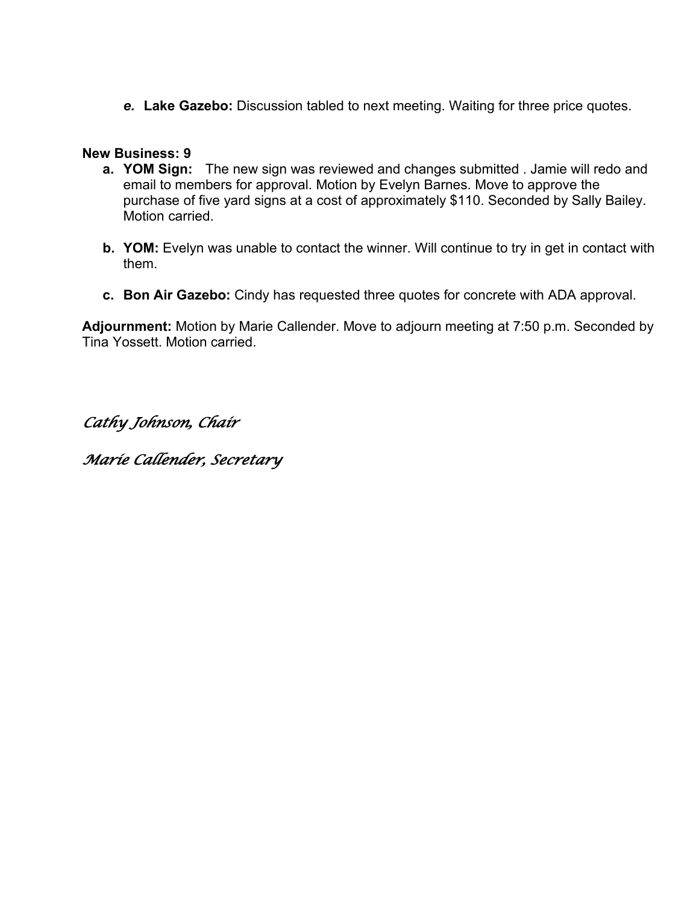e. **Lake Gazebo:** Discussion tabled to next meeting. Waiting for three price quotes.

**New Business: 9**

a. **YOM Sign:** The new sign was reviewed and changes submitted . Jamie will redo and email to members for approval. Motion by Evelyn Barnes. Move to approve the purchase of five yard signs at a cost of approximately $110. Seconded by Sally Bailey. Motion carried.

b. **YOM:** Evelyn was unable to contact the winner. Will continue to try in get in contact with them.

c. **Bon Air Gazebo:** Cindy has requested three quotes for concrete with ADA approval.

**Adjournment:** Motion by Marie Callender. Move to adjourn meeting at 7:50 p.m. Seconded by Tina Yossett. Motion carried.

*Cathy Johnson, Chair*

*Marie Callender, Secretary*